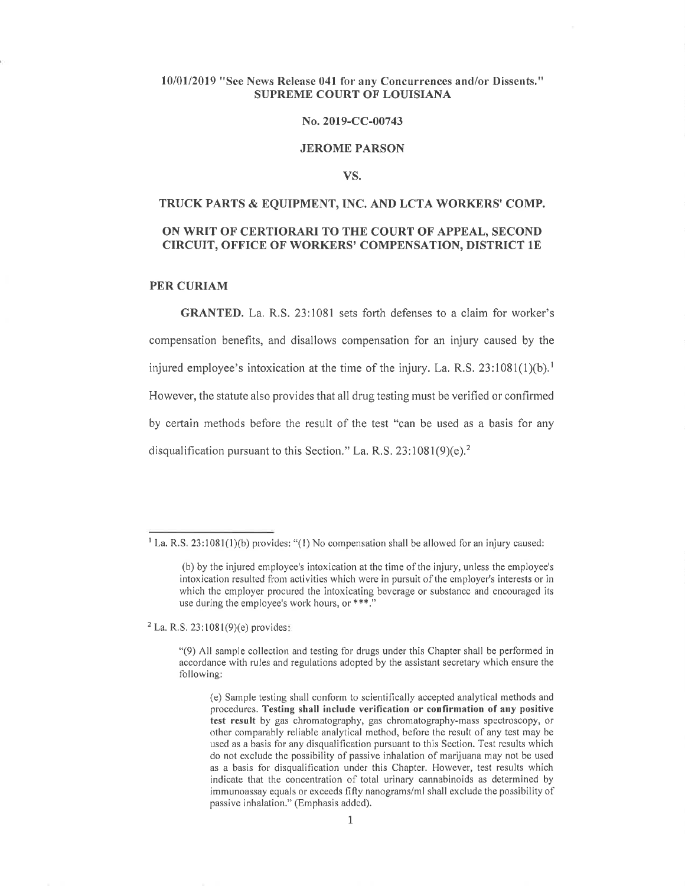10/01/2019 "See News Release 041 for any Concurrences and/or Dissents."

**SUPREME COURT OF LOUISIANA**

**No. 2019-CC-00743**

**JEROME PARSON**

**VS.**

**TRUCK PARTS & EQUIPMENT, INC. AND LCTA WORKERS' COMP.**

**ON WRIT OF CERTIORARI TO THE COURT OF APPEAL, SECOND CIRCUIT, OFFICE OF WORKERS' COMPENSATION, DISTRICT 1E**

**PER CURIAM**

**GRANTED.** La. R.S. 23:1081 sets forth defenses to a claim for worker's compensation benefits, and disallows compensation for an injury caused by the injured employee's intoxication at the time of the injury. La. R.S. 23:1081(1)(b).[1] However, the statute also provides that all drug testing must be verified or confirmed by certain methods before the result of the test "can be used as a basis for any disqualification pursuant to this Section." La. R.S. 23:1081(9)(e).[2]

---

[1] La. R.S. 23:1081(1)(b) provides: "(1) No compensation shall be allowed for an injury caused:

> (b) by the injured employee's intoxication at the time of the injury, unless the employee's intoxication resulted from activities which were in pursuit of the employer's interests or in which the employer procured the intoxicating beverage or substance and encouraged its use during the employee's work hours, or ***."

[2] La. R.S. 23:1081(9)(e) provides:

> "(9) All sample collection and testing for drugs under this Chapter shall be performed in accordance with rules and regulations adopted by the assistant secretary which ensure the following:
>
> > (e) Sample testing shall conform to scientifically accepted analytical methods and procedures. **Testing shall include verification or confirmation of any positive test result** by gas chromatography, gas chromatography-mass spectroscopy, or other comparably reliable analytical method, before the result of any test may be used as a basis for any disqualification pursuant to this Section. Test results which do not exclude the possibility of passive inhalation of marijuana may not be used as a basis for disqualification under this Chapter. However, test results which indicate that the concentration of total urinary cannabinoids as determined by immunoassay equals or exceeds fifty nanograms/ml shall exclude the possibility of passive inhalation." (Emphasis added).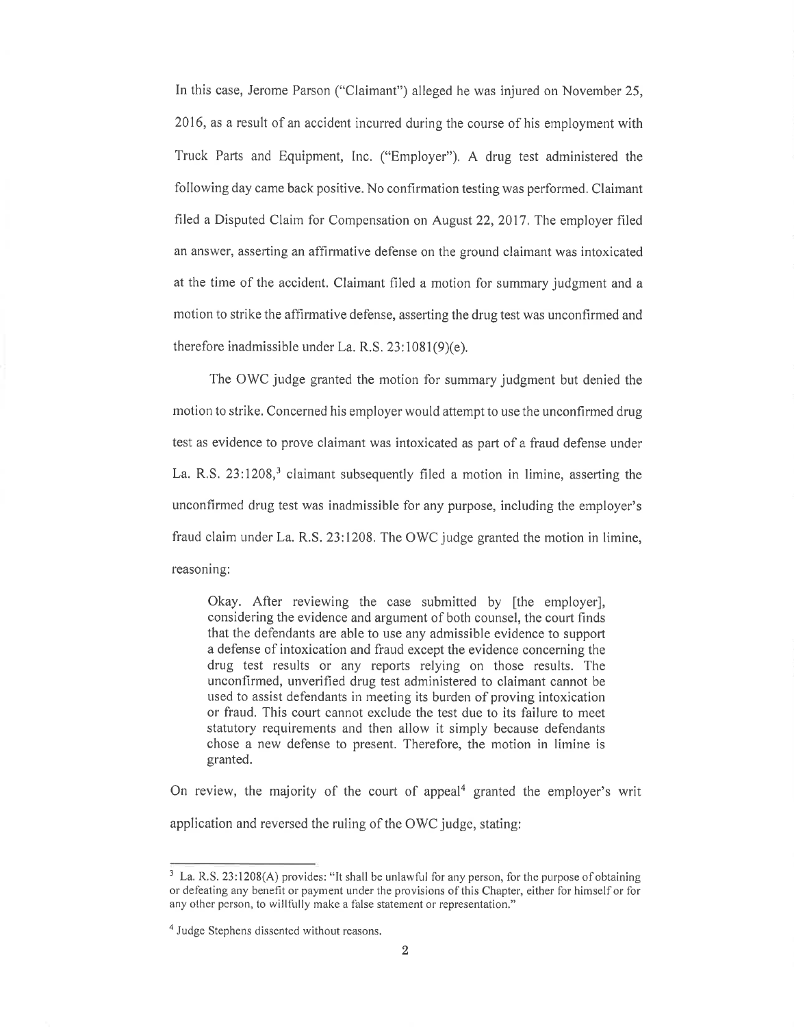In this case, Jerome Parson ("Claimant") alleged he was injured on November 25, 2016, as a result of an accident incurred during the course of his employment with Truck Parts and Equipment, Inc. ("Employer"). A drug test administered the following day came back positive. No confirmation testing was performed. Claimant filed a Disputed Claim for Compensation on August 22, 2017. The employer filed an answer, asserting an affirmative defense on the ground claimant was intoxicated at the time of the accident. Claimant filed a motion for summary judgment and a motion to strike the affirmative defense, asserting the drug test was unconfirmed and therefore inadmissible under La. R.S. 23:1081(9)(e).

The OWC judge granted the motion for summary judgment but denied the motion to strike. Concerned his employer would attempt to use the unconfirmed drug test as evidence to prove claimant was intoxicated as part of a fraud defense under La. R.S. 23:1208,[3] claimant subsequently filed a motion in limine, asserting the unconfirmed drug test was inadmissible for any purpose, including the employer's fraud claim under La. R.S. 23:1208. The OWC judge granted the motion in limine, reasoning:

> Okay. After reviewing the case submitted by [the employer], considering the evidence and argument of both counsel, the court finds that the defendants are able to use any admissible evidence to support a defense of intoxication and fraud except the evidence concerning the drug test results or any reports relying on those results. The unconfirmed, unverified drug test administered to claimant cannot be used to assist defendants in meeting its burden of proving intoxication or fraud. This court cannot exclude the test due to its failure to meet statutory requirements and then allow it simply because defendants chose a new defense to present. Therefore, the motion in limine is granted.

On review, the majority of the court of appeal[4] granted the employer's writ application and reversed the ruling of the OWC judge, stating:

---

[3] La. R.S. 23:1208(A) provides: "It shall be unlawful for any person, for the purpose of obtaining or defeating any benefit or payment under the provisions of this Chapter, either for himself or for any other person, to willfully make a false statement or representation."

[4] Judge Stephens dissented without reasons.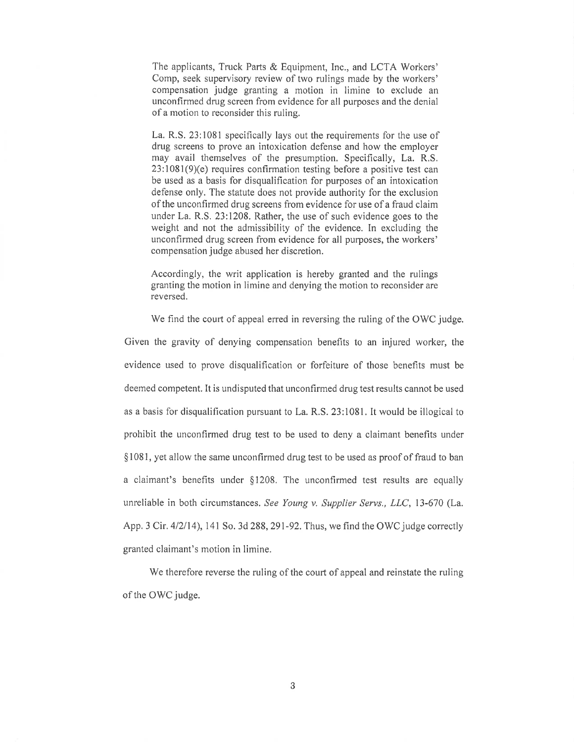> The applicants, Truck Parts & Equipment, Inc., and LCTA Workers' Comp, seek supervisory review of two rulings made by the workers' compensation judge granting a motion in limine to exclude an unconfirmed drug screen from evidence for all purposes and the denial of a motion to reconsider this ruling.
>
> La. R.S. 23:1081 specifically lays out the requirements for the use of drug screens to prove an intoxication defense and how the employer may avail themselves of the presumption. Specifically, La. R.S. 23:1081(9)(e) requires confirmation testing before a positive test can be used as a basis for disqualification for purposes of an intoxication defense only. The statute does not provide authority for the exclusion of the unconfirmed drug screens from evidence for use of a fraud claim under La. R.S. 23:1208. Rather, the use of such evidence goes to the weight and not the admissibility of the evidence. In excluding the unconfirmed drug screen from evidence for all purposes, the workers' compensation judge abused her discretion.
>
> Accordingly, the writ application is hereby granted and the rulings granting the motion in limine and denying the motion to reconsider are reversed.

We find the court of appeal erred in reversing the ruling of the OWC judge. Given the gravity of denying compensation benefits to an injured worker, the evidence used to prove disqualification or forfeiture of those benefits must be deemed competent. It is undisputed that unconfirmed drug test results cannot be used as a basis for disqualification pursuant to La. R.S. 23:1081. It would be illogical to prohibit the unconfirmed drug test to be used to deny a claimant benefits under §1081, yet allow the same unconfirmed drug test to be used as proof of fraud to ban a claimant's benefits under §1208. The unconfirmed test results are equally unreliable in both circumstances. *See Young v. Supplier Servs., LLC*, 13-670 (La. App. 3 Cir. 4/2/14), 141 So. 3d 288, 291-92. Thus, we find the OWC judge correctly granted claimant's motion in limine.

We therefore reverse the ruling of the court of appeal and reinstate the ruling of the OWC judge.